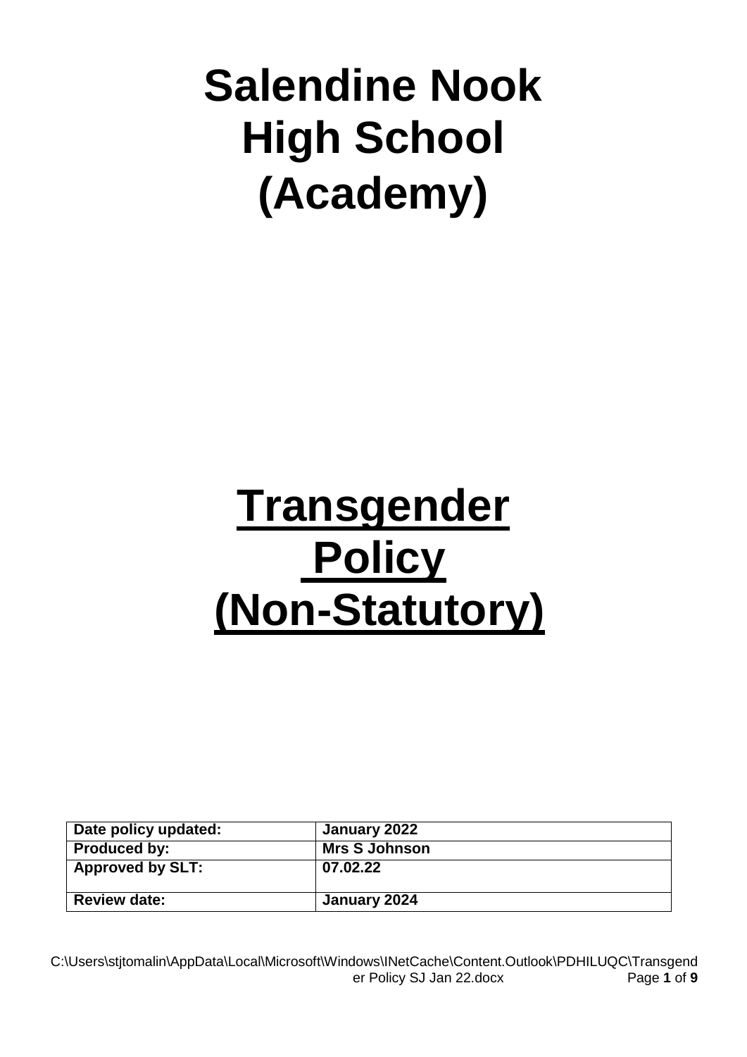# Salendine Nook High School (Academy)

# Transgender Policy (Non-Statutory)

| Date policy updated: | January 2022 |
|---|---|
| Produced by: | Mrs S Johnson |
| Approved by SLT: | 07.02.22 |
| Review date: | January 2024 |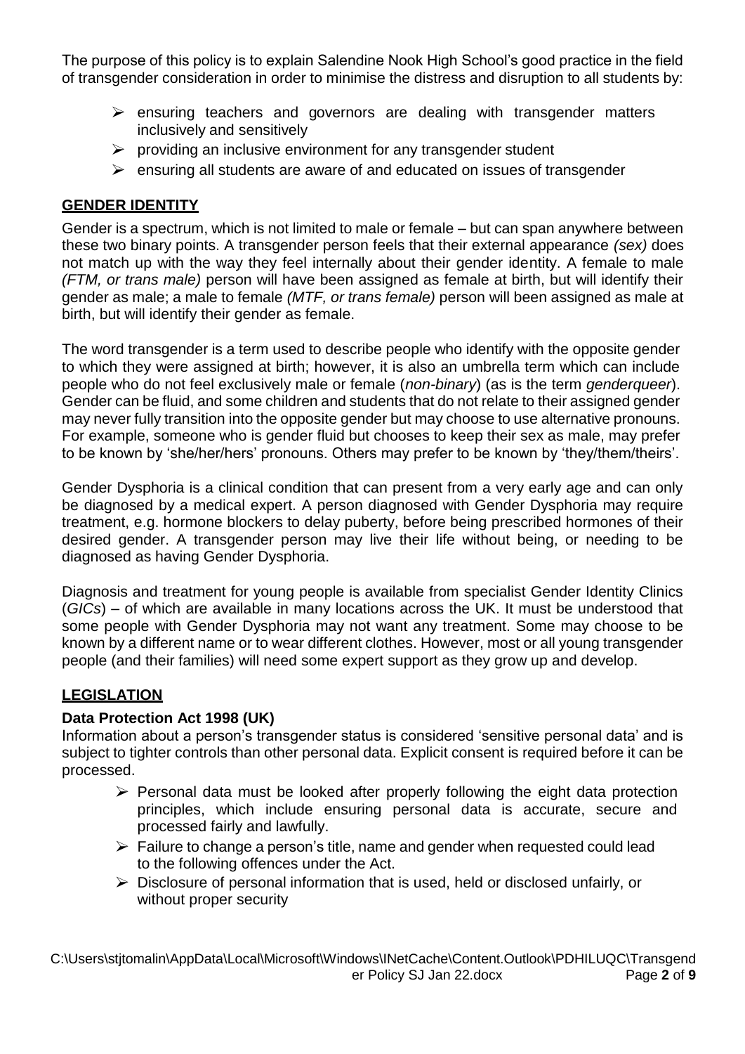The purpose of this policy is to explain Salendine Nook High School's good practice in the field of transgender consideration in order to minimise the distress and disruption to all students by:

- ensuring teachers and governors are dealing with transgender matters inclusively and sensitively
- providing an inclusive environment for any transgender student
- ensuring all students are aware of and educated on issues of transgender

## GENDER IDENTITY

Gender is a spectrum, which is not limited to male or female – but can span anywhere between these two binary points. A transgender person feels that their external appearance *(sex)* does not match up with the way they feel internally about their gender identity. A female to male *(FTM, or trans male)* person will have been assigned as female at birth, but will identify their gender as male; a male to female *(MTF, or trans female)* person will been assigned as male at birth, but will identify their gender as female.

The word transgender is a term used to describe people who identify with the opposite gender to which they were assigned at birth; however, it is also an umbrella term which can include people who do not feel exclusively male or female (*non-binary*) (as is the term *genderqueer*). Gender can be fluid, and some children and students that do not relate to their assigned gender may never fully transition into the opposite gender but may choose to use alternative pronouns. For example, someone who is gender fluid but chooses to keep their sex as male, may prefer to be known by 'she/her/hers' pronouns. Others may prefer to be known by 'they/them/theirs'.

Gender Dysphoria is a clinical condition that can present from a very early age and can only be diagnosed by a medical expert. A person diagnosed with Gender Dysphoria may require treatment, e.g. hormone blockers to delay puberty, before being prescribed hormones of their desired gender. A transgender person may live their life without being, or needing to be diagnosed as having Gender Dysphoria.

Diagnosis and treatment for young people is available from specialist Gender Identity Clinics (*GICs*) – of which are available in many locations across the UK. It must be understood that some people with Gender Dysphoria may not want any treatment. Some may choose to be known by a different name or to wear different clothes. However, most or all young transgender people (and their families) will need some expert support as they grow up and develop.

## LEGISLATION

### Data Protection Act 1998 (UK)

Information about a person's transgender status is considered 'sensitive personal data' and is subject to tighter controls than other personal data. Explicit consent is required before it can be processed.

- Personal data must be looked after properly following the eight data protection principles, which include ensuring personal data is accurate, secure and processed fairly and lawfully.
- Failure to change a person's title, name and gender when requested could lead to the following offences under the Act.
- Disclosure of personal information that is used, held or disclosed unfairly, or without proper security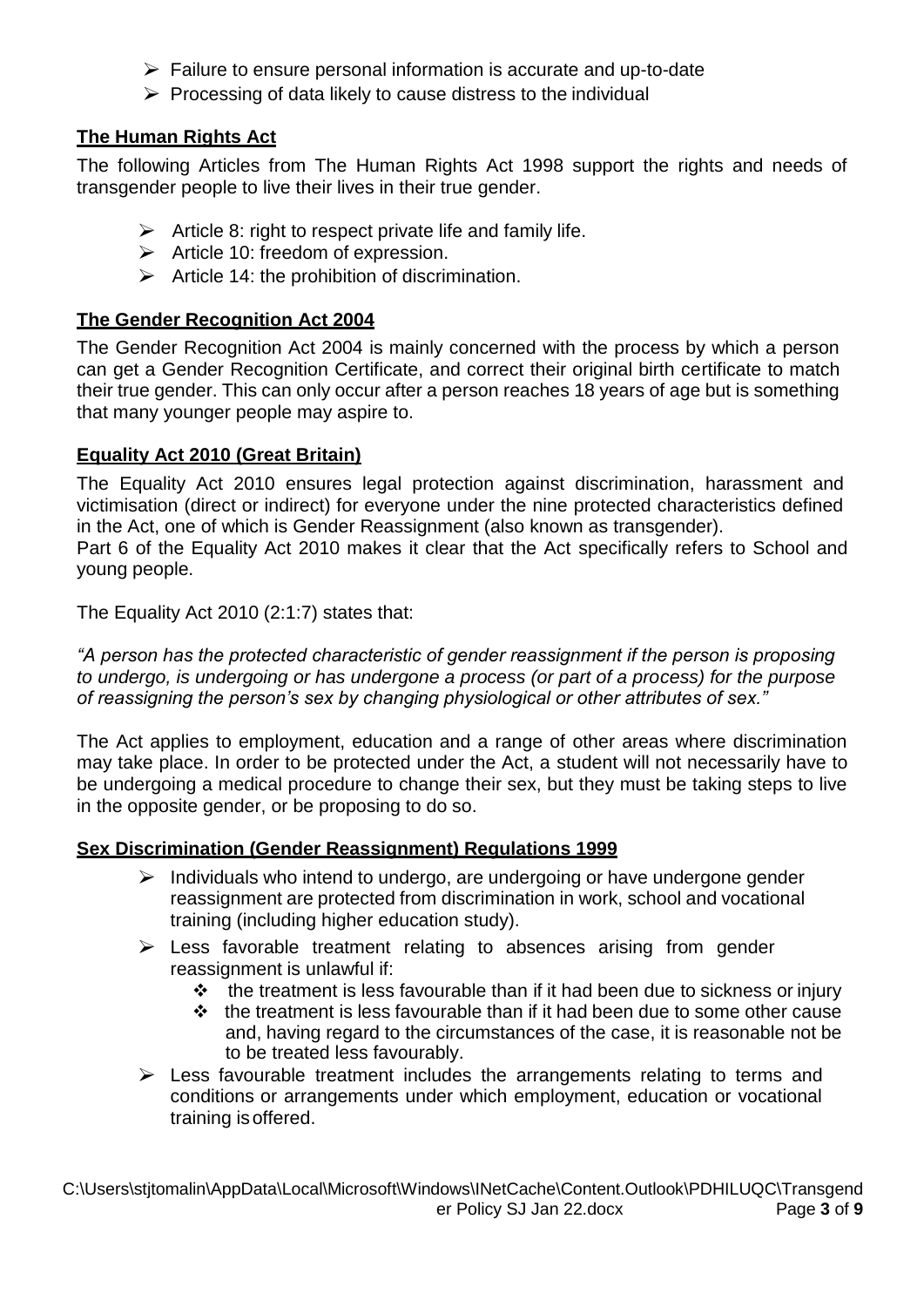- Failure to ensure personal information is accurate and up-to-date
- Processing of data likely to cause distress to the individual

## **The Human Rights Act**

The following Articles from The Human Rights Act 1998 support the rights and needs of transgender people to live their lives in their true gender.

- Article 8: right to respect private life and family life.
- Article 10: freedom of expression.
- Article 14: the prohibition of discrimination.

## **The Gender Recognition Act 2004**

The Gender Recognition Act 2004 is mainly concerned with the process by which a person can get a Gender Recognition Certificate, and correct their original birth certificate to match their true gender. This can only occur after a person reaches 18 years of age but is something that many younger people may aspire to.

## **Equality Act 2010 (Great Britain)**

The Equality Act 2010 ensures legal protection against discrimination, harassment and victimisation (direct or indirect) for everyone under the nine protected characteristics defined in the Act, one of which is Gender Reassignment (also known as transgender).
Part 6 of the Equality Act 2010 makes it clear that the Act specifically refers to School and young people.

The Equality Act 2010 (2:1:7) states that:

*"A person has the protected characteristic of gender reassignment if the person is proposing to undergo, is undergoing or has undergone a process (or part of a process) for the purpose of reassigning the person's sex by changing physiological or other attributes of sex."*

The Act applies to employment, education and a range of other areas where discrimination may take place. In order to be protected under the Act, a student will not necessarily have to be undergoing a medical procedure to change their sex, but they must be taking steps to live in the opposite gender, or be proposing to do so.

## **Sex Discrimination (Gender Reassignment) Regulations 1999**

- Individuals who intend to undergo, are undergoing or have undergone gender reassignment are protected from discrimination in work, school and vocational training (including higher education study).
- Less favorable treatment relating to absences arising from gender reassignment is unlawful if:
  - the treatment is less favourable than if it had been due to sickness or injury
  - the treatment is less favourable than if it had been due to some other cause and, having regard to the circumstances of the case, it is reasonable not be to be treated less favourably.
- Less favourable treatment includes the arrangements relating to terms and conditions or arrangements under which employment, education or vocational training is offered.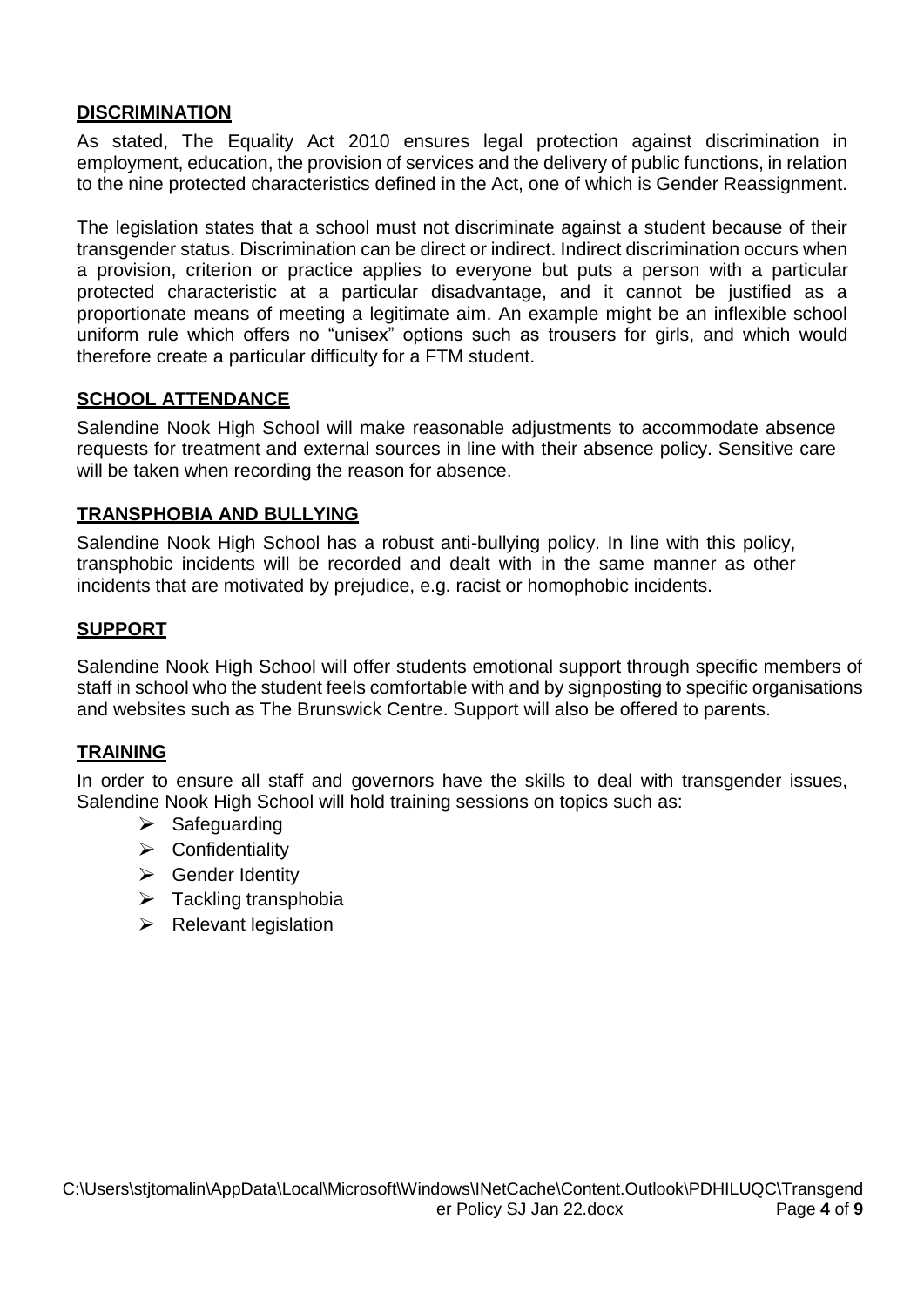## DISCRIMINATION

As stated, The Equality Act 2010 ensures legal protection against discrimination in employment, education, the provision of services and the delivery of public functions, in relation to the nine protected characteristics defined in the Act, one of which is Gender Reassignment.

The legislation states that a school must not discriminate against a student because of their transgender status. Discrimination can be direct or indirect. Indirect discrimination occurs when a provision, criterion or practice applies to everyone but puts a person with a particular protected characteristic at a particular disadvantage, and it cannot be justified as a proportionate means of meeting a legitimate aim. An example might be an inflexible school uniform rule which offers no "unisex" options such as trousers for girls, and which would therefore create a particular difficulty for a FTM student.

## SCHOOL ATTENDANCE

Salendine Nook High School will make reasonable adjustments to accommodate absence requests for treatment and external sources in line with their absence policy. Sensitive care will be taken when recording the reason for absence.

## TRANSPHOBIA AND BULLYING

Salendine Nook High School has a robust anti-bullying policy. In line with this policy, transphobic incidents will be recorded and dealt with in the same manner as other incidents that are motivated by prejudice, e.g. racist or homophobic incidents.

## SUPPORT

Salendine Nook High School will offer students emotional support through specific members of staff in school who the student feels comfortable with and by signposting to specific organisations and websites such as The Brunswick Centre. Support will also be offered to parents.

## TRAINING

In order to ensure all staff and governors have the skills to deal with transgender issues, Salendine Nook High School will hold training sessions on topics such as:

- Safeguarding
- Confidentiality
- Gender Identity
- Tackling transphobia
- Relevant legislation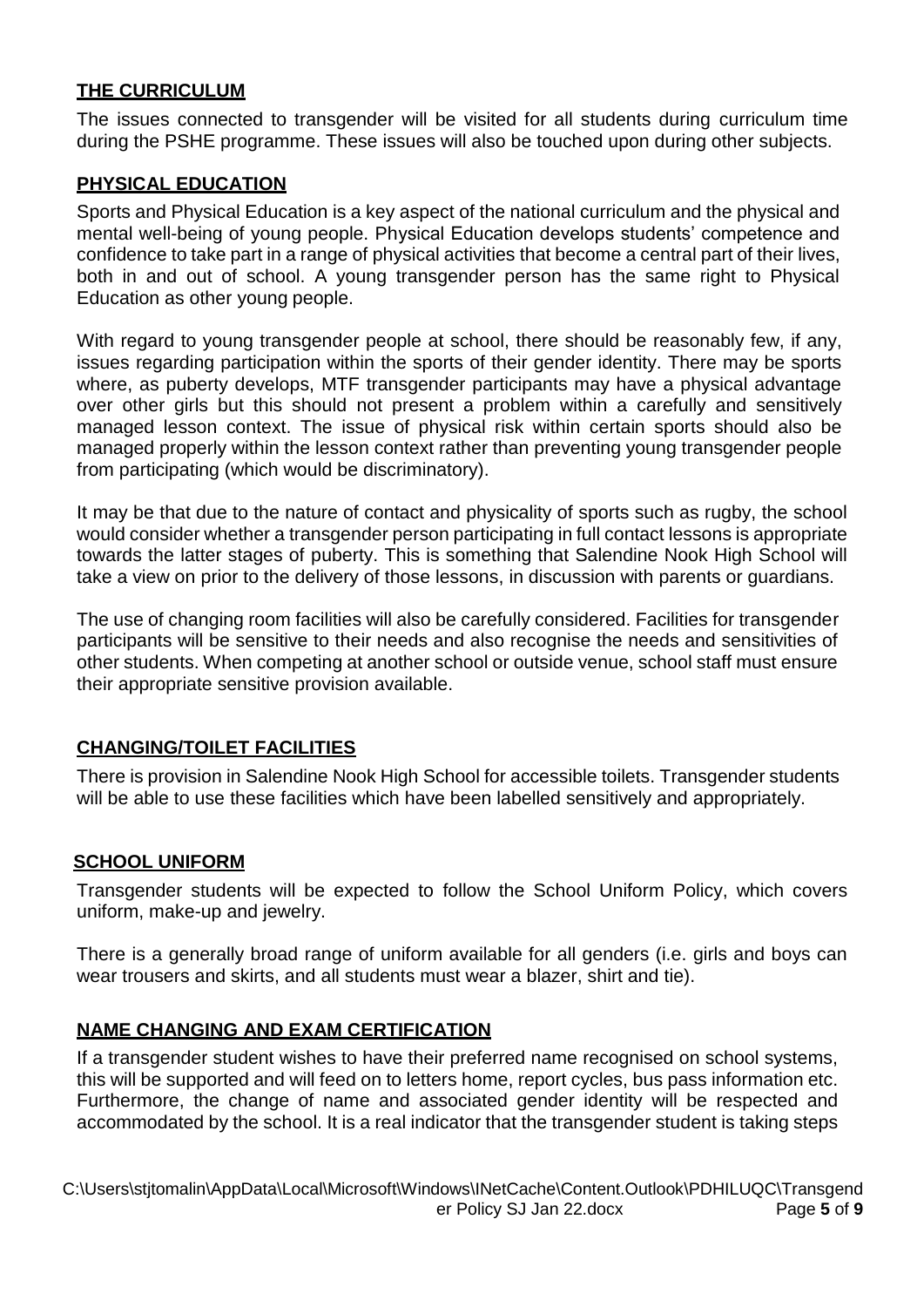## THE CURRICULUM

The issues connected to transgender will be visited for all students during curriculum time during the PSHE programme. These issues will also be touched upon during other subjects.

## PHYSICAL EDUCATION

Sports and Physical Education is a key aspect of the national curriculum and the physical and mental well-being of young people. Physical Education develops students' competence and confidence to take part in a range of physical activities that become a central part of their lives, both in and out of school. A young transgender person has the same right to Physical Education as other young people.

With regard to young transgender people at school, there should be reasonably few, if any, issues regarding participation within the sports of their gender identity. There may be sports where, as puberty develops, MTF transgender participants may have a physical advantage over other girls but this should not present a problem within a carefully and sensitively managed lesson context. The issue of physical risk within certain sports should also be managed properly within the lesson context rather than preventing young transgender people from participating (which would be discriminatory).

It may be that due to the nature of contact and physicality of sports such as rugby, the school would consider whether a transgender person participating in full contact lessons is appropriate towards the latter stages of puberty. This is something that Salendine Nook High School will take a view on prior to the delivery of those lessons, in discussion with parents or guardians.

The use of changing room facilities will also be carefully considered. Facilities for transgender participants will be sensitive to their needs and also recognise the needs and sensitivities of other students. When competing at another school or outside venue, school staff must ensure their appropriate sensitive provision available.

## CHANGING/TOILET FACILITIES

There is provision in Salendine Nook High School for accessible toilets. Transgender students will be able to use these facilities which have been labelled sensitively and appropriately.

## SCHOOL UNIFORM

Transgender students will be expected to follow the School Uniform Policy, which covers uniform, make-up and jewelry.

There is a generally broad range of uniform available for all genders (i.e. girls and boys can wear trousers and skirts, and all students must wear a blazer, shirt and tie).

## NAME CHANGING AND EXAM CERTIFICATION

If a transgender student wishes to have their preferred name recognised on school systems, this will be supported and will feed on to letters home, report cycles, bus pass information etc. Furthermore, the change of name and associated gender identity will be respected and accommodated by the school. It is a real indicator that the transgender student is taking steps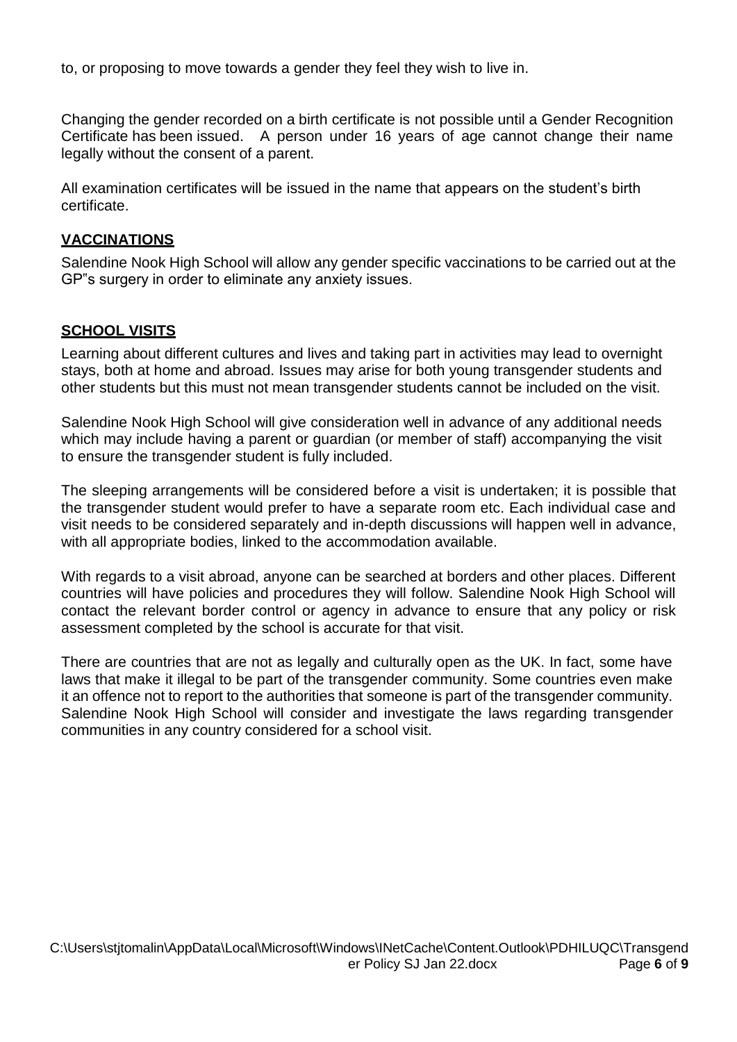to, or proposing to move towards a gender they feel they wish to live in.

Changing the gender recorded on a birth certificate is not possible until a Gender Recognition Certificate has been issued. A person under 16 years of age cannot change their name legally without the consent of a parent.

All examination certificates will be issued in the name that appears on the student's birth certificate.

## VACCINATIONS

Salendine Nook High School will allow any gender specific vaccinations to be carried out at the GP"s surgery in order to eliminate any anxiety issues.

## SCHOOL VISITS

Learning about different cultures and lives and taking part in activities may lead to overnight stays, both at home and abroad. Issues may arise for both young transgender students and other students but this must not mean transgender students cannot be included on the visit.

Salendine Nook High School will give consideration well in advance of any additional needs which may include having a parent or guardian (or member of staff) accompanying the visit to ensure the transgender student is fully included.

The sleeping arrangements will be considered before a visit is undertaken; it is possible that the transgender student would prefer to have a separate room etc. Each individual case and visit needs to be considered separately and in-depth discussions will happen well in advance, with all appropriate bodies, linked to the accommodation available.

With regards to a visit abroad, anyone can be searched at borders and other places. Different countries will have policies and procedures they will follow. Salendine Nook High School will contact the relevant border control or agency in advance to ensure that any policy or risk assessment completed by the school is accurate for that visit.

There are countries that are not as legally and culturally open as the UK. In fact, some have laws that make it illegal to be part of the transgender community. Some countries even make it an offence not to report to the authorities that someone is part of the transgender community. Salendine Nook High School will consider and investigate the laws regarding transgender communities in any country considered for a school visit.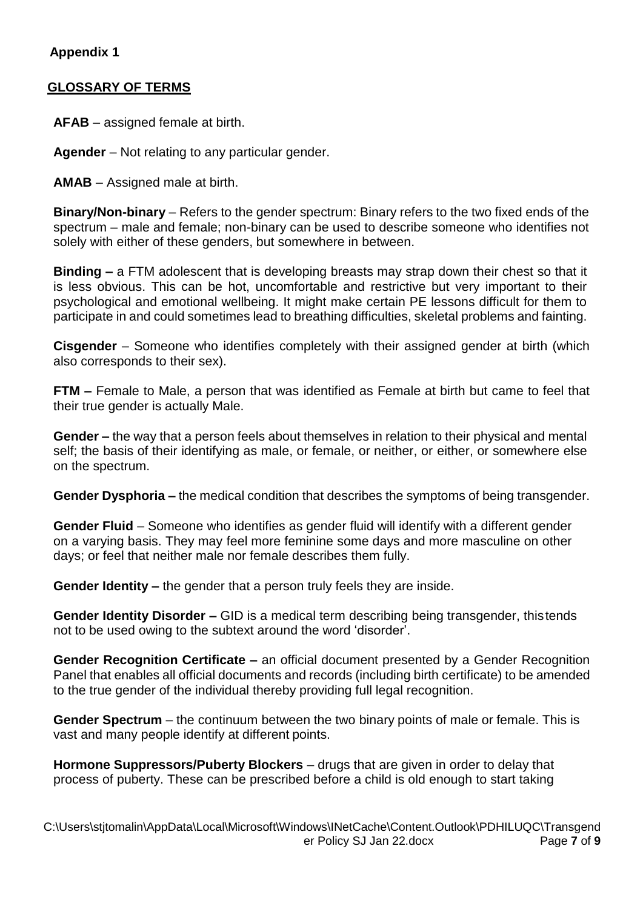**Appendix 1**

## GLOSSARY OF TERMS

**AFAB** – assigned female at birth.

**Agender** – Not relating to any particular gender.

**AMAB** – Assigned male at birth.

**Binary/Non-binary** – Refers to the gender spectrum: Binary refers to the two fixed ends of the spectrum – male and female; non-binary can be used to describe someone who identifies not solely with either of these genders, but somewhere in between.

**Binding –** a FTM adolescent that is developing breasts may strap down their chest so that it is less obvious. This can be hot, uncomfortable and restrictive but very important to their psychological and emotional wellbeing. It might make certain PE lessons difficult for them to participate in and could sometimes lead to breathing difficulties, skeletal problems and fainting.

**Cisgender** – Someone who identifies completely with their assigned gender at birth (which also corresponds to their sex).

**FTM –** Female to Male, a person that was identified as Female at birth but came to feel that their true gender is actually Male.

**Gender –** the way that a person feels about themselves in relation to their physical and mental self; the basis of their identifying as male, or female, or neither, or either, or somewhere else on the spectrum.

**Gender Dysphoria –** the medical condition that describes the symptoms of being transgender.

**Gender Fluid** – Someone who identifies as gender fluid will identify with a different gender on a varying basis. They may feel more feminine some days and more masculine on other days; or feel that neither male nor female describes them fully.

**Gender Identity –** the gender that a person truly feels they are inside.

**Gender Identity Disorder –** GID is a medical term describing being transgender, thistends not to be used owing to the subtext around the word 'disorder'.

**Gender Recognition Certificate –** an official document presented by a Gender Recognition Panel that enables all official documents and records (including birth certificate) to be amended to the true gender of the individual thereby providing full legal recognition.

**Gender Spectrum** – the continuum between the two binary points of male or female. This is vast and many people identify at different points.

**Hormone Suppressors/Puberty Blockers** – drugs that are given in order to delay that process of puberty. These can be prescribed before a child is old enough to start taking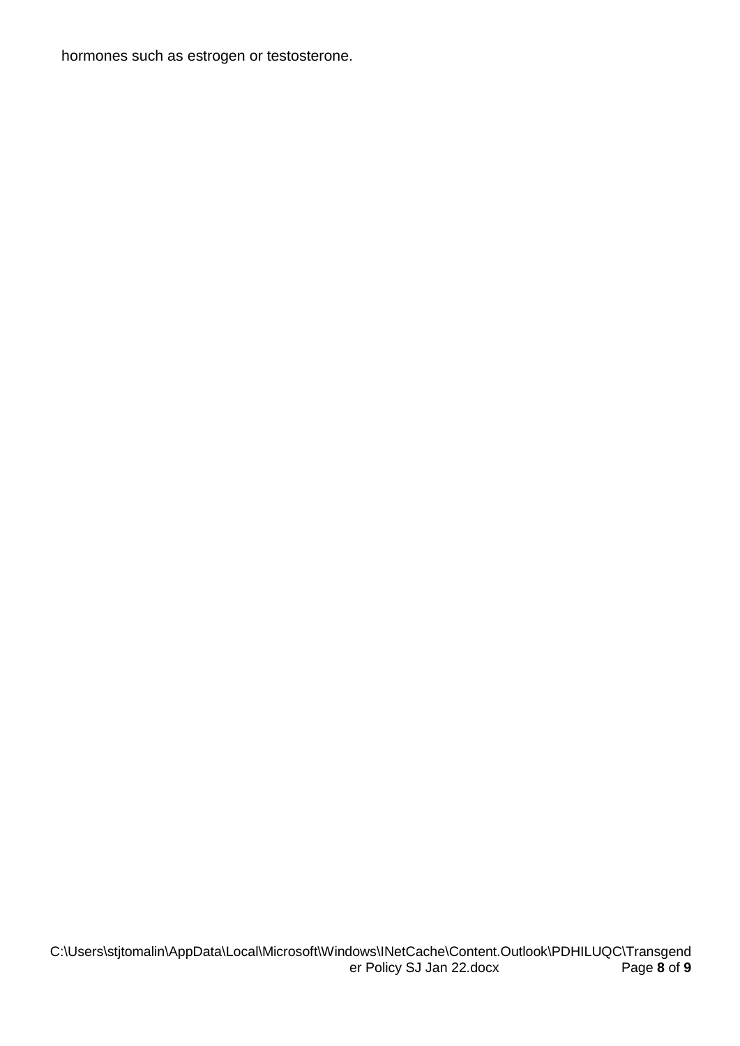hormones such as estrogen or testosterone.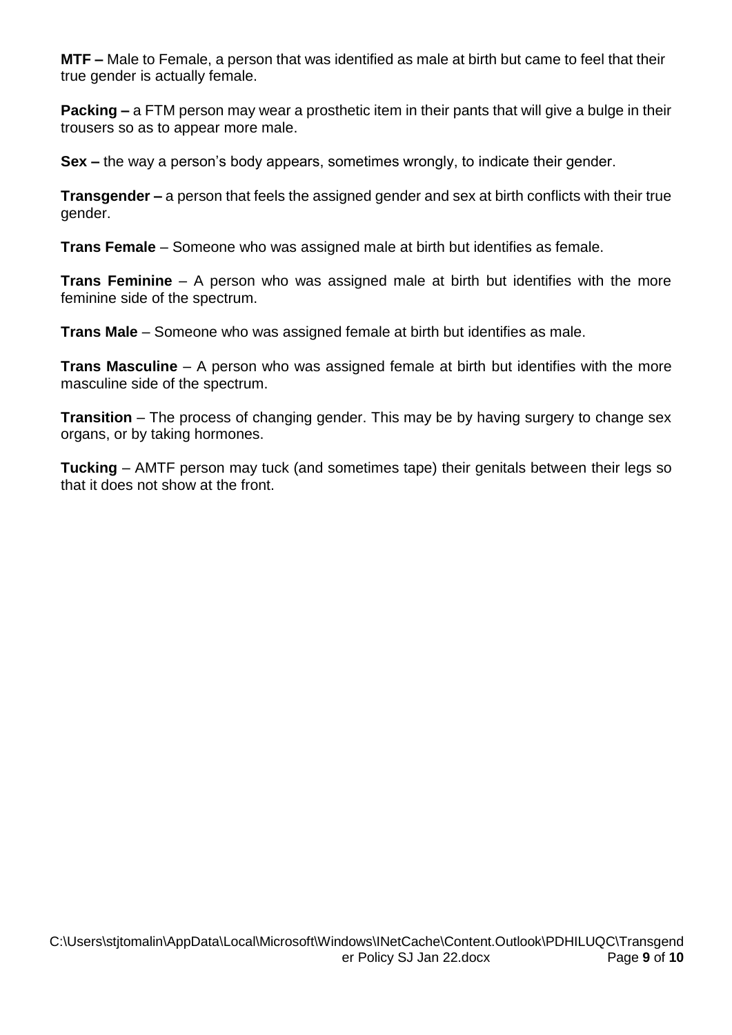**MTF –** Male to Female, a person that was identified as male at birth but came to feel that their true gender is actually female.

**Packing –** a FTM person may wear a prosthetic item in their pants that will give a bulge in their trousers so as to appear more male.

**Sex –** the way a person's body appears, sometimes wrongly, to indicate their gender.

**Transgender –** a person that feels the assigned gender and sex at birth conflicts with their true gender.

**Trans Female** – Someone who was assigned male at birth but identifies as female.

**Trans Feminine** – A person who was assigned male at birth but identifies with the more feminine side of the spectrum.

**Trans Male** – Someone who was assigned female at birth but identifies as male.

**Trans Masculine** – A person who was assigned female at birth but identifies with the more masculine side of the spectrum.

**Transition** – The process of changing gender. This may be by having surgery to change sex organs, or by taking hormones.

**Tucking** – AMTF person may tuck (and sometimes tape) their genitals between their legs so that it does not show at the front.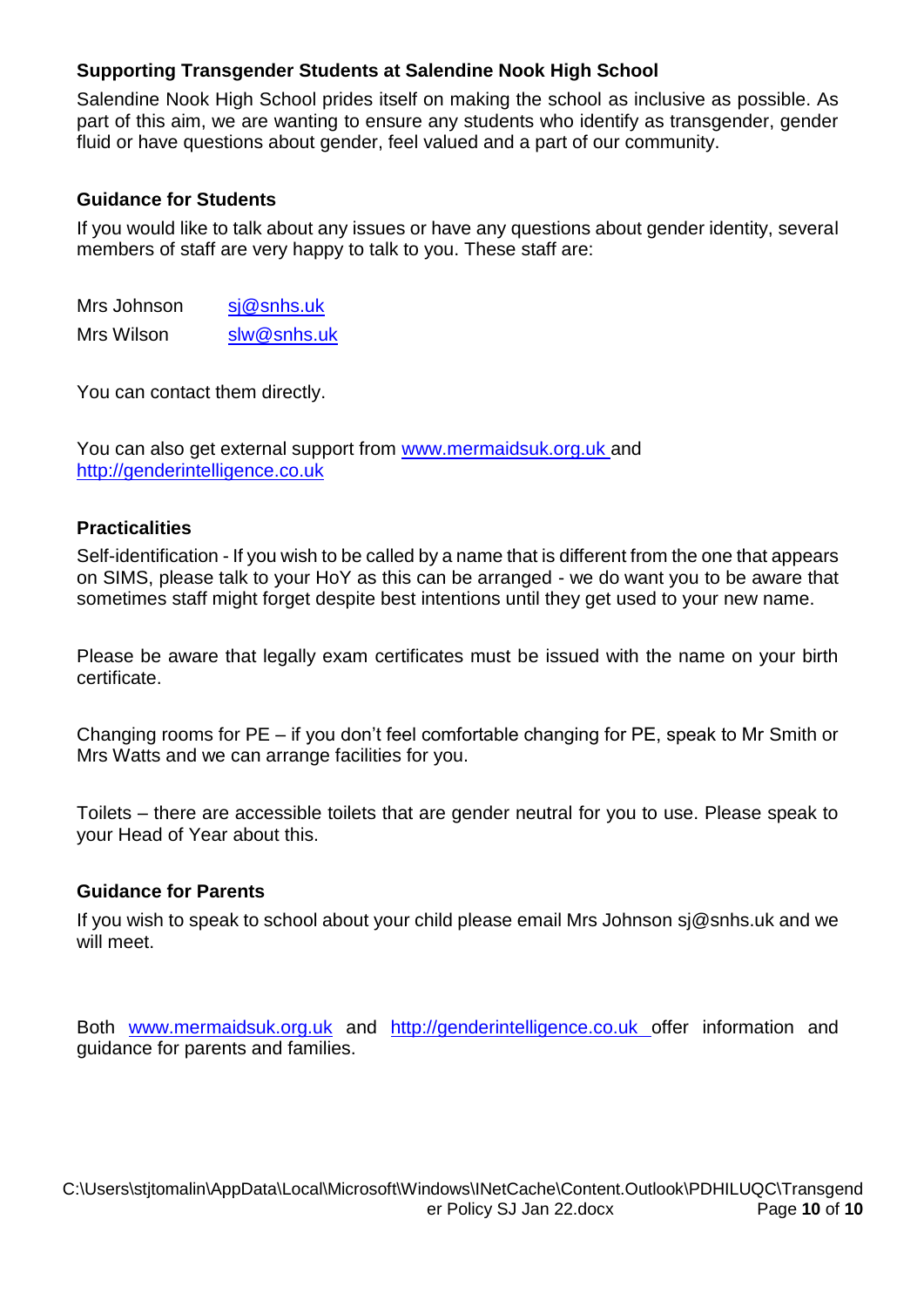**Supporting Transgender Students at Salendine Nook High School**

Salendine Nook High School prides itself on making the school as inclusive as possible. As part of this aim, we are wanting to ensure any students who identify as transgender, gender fluid or have questions about gender, feel valued and a part of our community.

**Guidance for Students**

If you would like to talk about any issues or have any questions about gender identity, several members of staff are very happy to talk to you. These staff are:

| | |
|---|---|
| Mrs Johnson | sj@snhs.uk |
| Mrs Wilson | slw@snhs.uk |

You can contact them directly.

You can also get external support from www.mermaidsuk.org.uk and http://genderintelligence.co.uk

**Practicalities**

Self-identification - If you wish to be called by a name that is different from the one that appears on SIMS, please talk to your HoY as this can be arranged - we do want you to be aware that sometimes staff might forget despite best intentions until they get used to your new name.

Please be aware that legally exam certificates must be issued with the name on your birth certificate.

Changing rooms for PE – if you don't feel comfortable changing for PE, speak to Mr Smith or Mrs Watts and we can arrange facilities for you.

Toilets – there are accessible toilets that are gender neutral for you to use. Please speak to your Head of Year about this.

**Guidance for Parents**

If you wish to speak to school about your child please email Mrs Johnson sj@snhs.uk and we will meet.

Both www.mermaidsuk.org.uk and http://genderintelligence.co.uk offer information and guidance for parents and families.